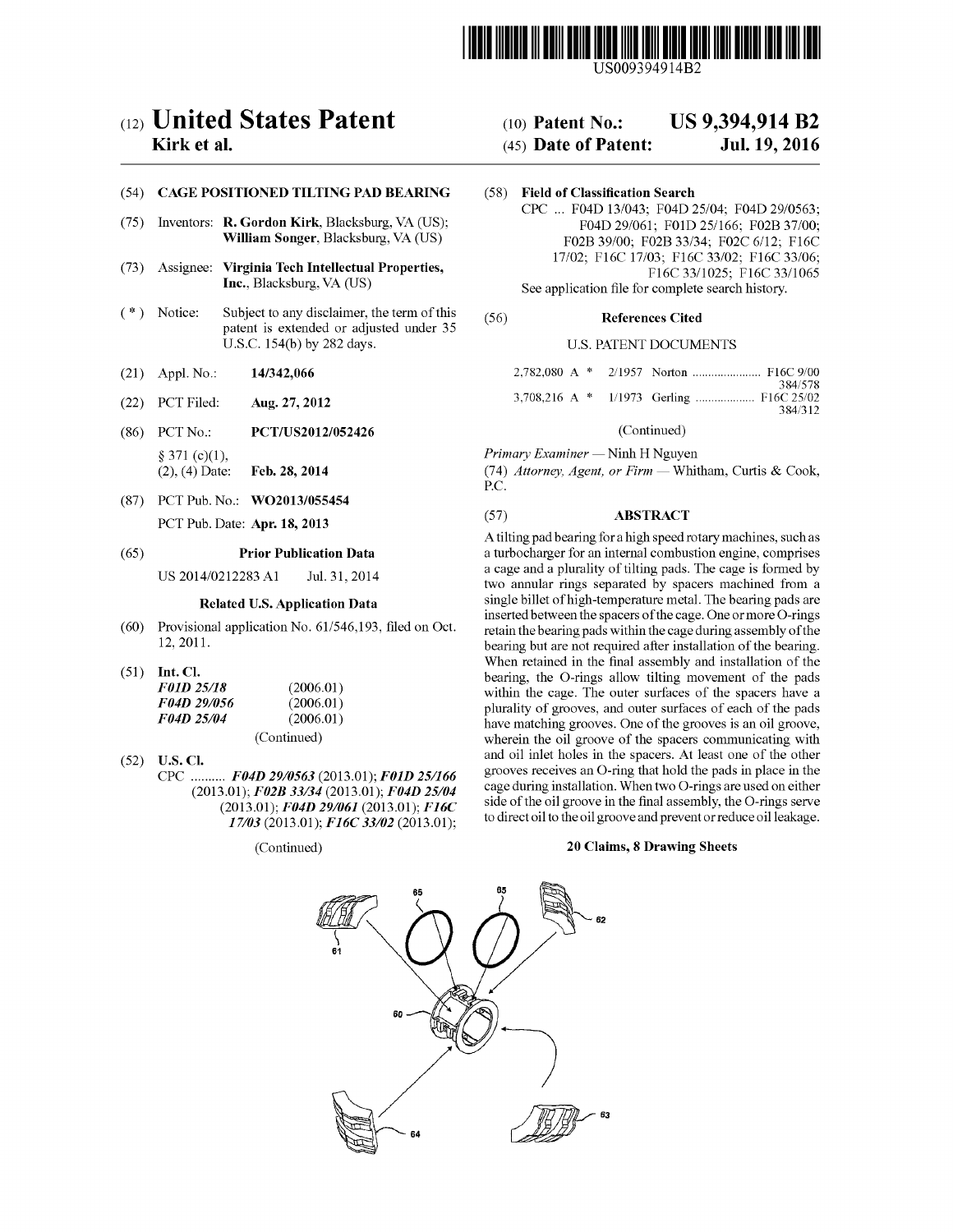US009394914B2

# (12) United States Patent
**Kirk et al.**

(10) **Patent No.: US 9,394,914 B2**

(45) **Date of Patent: Jul. 19, 2016**

(54) **CAGE POSITIONED TILTING PAD BEARING**

(75) Inventors: **R. Gordon Kirk**, Blacksburg, VA (US); **William Songer**, Blacksburg, VA (US)

(73) Assignee: **Virginia Tech Intellectual Properties, Inc.**, Blacksburg, VA (US)

( * ) Notice: Subject to any disclaimer, the term of this patent is extended or adjusted under 35 U.S.C. 154(b) by 282 days.

(21) Appl. No.: **14/342,066**

(22) PCT Filed: **Aug. 27, 2012**

(86) PCT No.: **PCT/US2012/052426**

§ 371 (c)(1),
(2), (4) Date: **Feb. 28, 2014**

(87) PCT Pub. No.: **WO2013/055454**

PCT Pub. Date: **Apr. 18, 2013**

(65) **Prior Publication Data**

US 2014/0212283 A1 Jul. 31, 2014

**Related U.S. Application Data**

(60) Provisional application No. 61/546,193, filed on Oct. 12, 2011.

(51) **Int. Cl.**

| | |
|---|---|
| ***F01D 25/18*** | (2006.01) |
| ***F04D 29/056*** | (2006.01) |
| ***F04D 25/04*** | (2006.01) |

(Continued)

(52) **U.S. Cl.**

CPC .......... ***F04D 29/0563*** (2013.01); ***F01D 25/166*** (2013.01); ***F02B 33/34*** (2013.01); ***F04D 25/04*** (2013.01); ***F04D 29/061*** (2013.01); ***F16C 17/03*** (2013.01); ***F16C 33/02*** (2013.01);

(Continued)

(58) **Field of Classification Search**

CPC ... F04D 13/043; F04D 25/04; F04D 29/0563; F04D 29/061; F01D 25/166; F02B 37/00; F02B 39/00; F02B 33/34; F02C 6/12; F16C 17/02; F16C 17/03; F16C 33/02; F16C 33/06; F16C 33/1025; F16C 33/1065

See application file for complete search history.

(56) **References Cited**

U.S. PATENT DOCUMENTS

| | | | |
|---|---|---|---|
| 2,782,080 A * | 2/1957 | Norton | F16C 9/00 384/578 |
| 3,708,216 A * | 1/1973 | Gerling | F16C 25/02 384/312 |

(Continued)

*Primary Examiner* — Ninh H Nguyen

(74) *Attorney, Agent, or Firm* — Whitham, Curtis & Cook, P.C.

(57) **ABSTRACT**

A tilting pad bearing for a high speed rotary machines, such as a turbocharger for an internal combustion engine, comprises a cage and a plurality of tilting pads. The cage is formed by two annular rings separated by spacers machined from a single billet of high-temperature metal. The bearing pads are inserted between the spacers of the cage. One or more O-rings retain the bearing pads within the cage during assembly of the bearing but are not required after installation of the bearing. When retained in the final assembly and installation of the bearing, the O-rings allow tilting movement of the pads within the cage. The outer surfaces of the spacers have a plurality of grooves, and outer surfaces of each of the pads have matching grooves. One of the grooves is an oil groove, wherein the oil groove of the spacers communicating with and oil inlet holes in the spacers. At least one of the other grooves receives an O-ring that hold the pads in place in the cage during installation. When two O-rings are used on either side of the oil groove in the final assembly, the O-rings serve to direct oil to the oil groove and prevent or reduce oil leakage.

**20 Claims, 8 Drawing Sheets**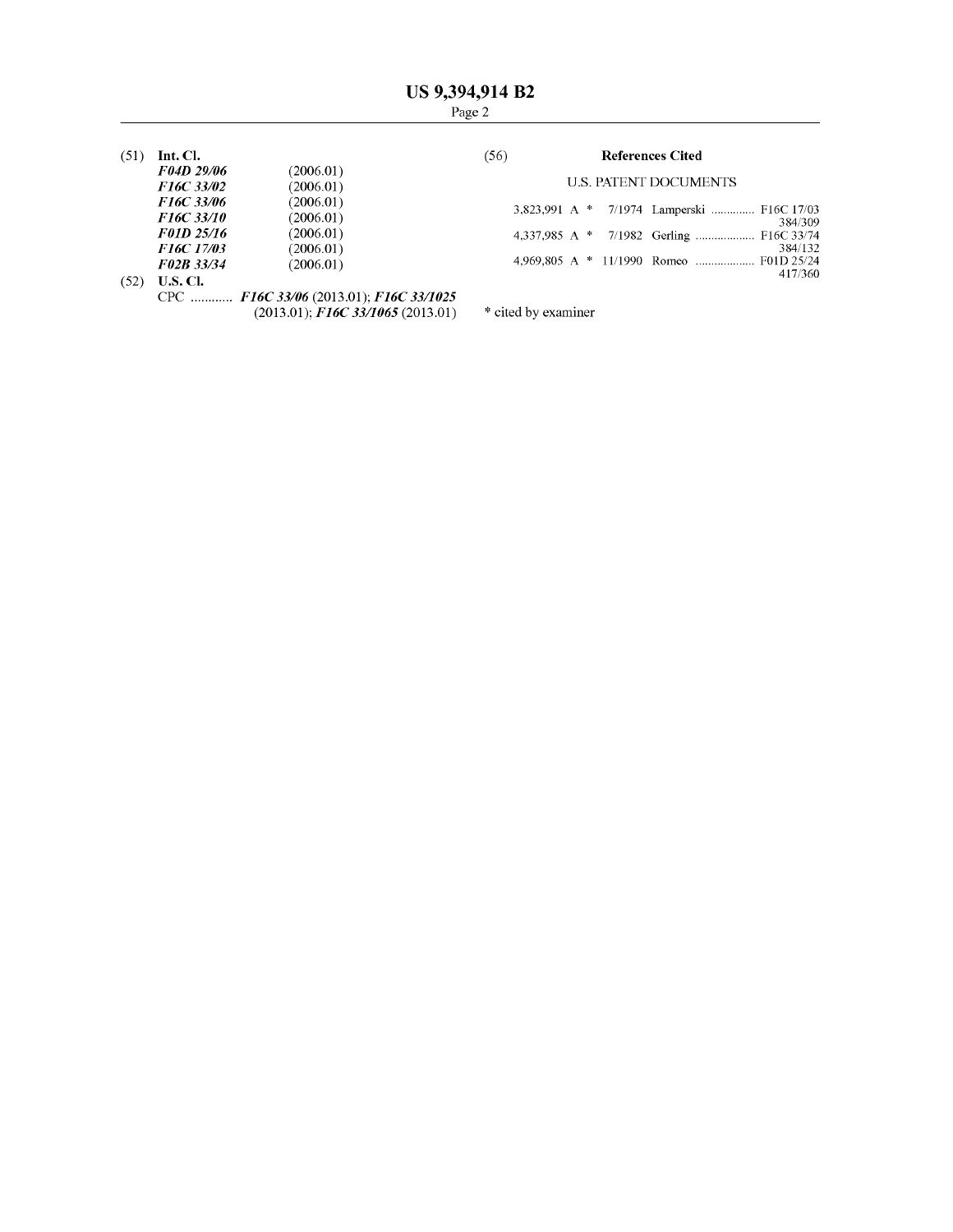(51) **Int. Cl.**

| | |
|---|---|
| ***F04D 29/06*** | (2006.01) |
| ***F16C 33/02*** | (2006.01) |
| ***F16C 33/06*** | (2006.01) |
| ***F16C 33/10*** | (2006.01) |
| ***F01D 25/16*** | (2006.01) |
| ***F16C 17/03*** | (2006.01) |
| ***F02B 33/34*** | (2006.01) |

(52) **U.S. Cl.**

CPC ............ ***F16C 33/06*** (2013.01); ***F16C 33/1025*** (2013.01); ***F16C 33/1065*** (2013.01)

(56) **References Cited**

U.S. PATENT DOCUMENTS

3,823,991 A * 7/1974 Lamperski ............. F16C 17/03 384/309

4,337,985 A * 7/1982 Gerling .................. F16C 33/74 384/132

4,969,805 A * 11/1990 Romeo .................. F01D 25/24 417/360

* cited by examiner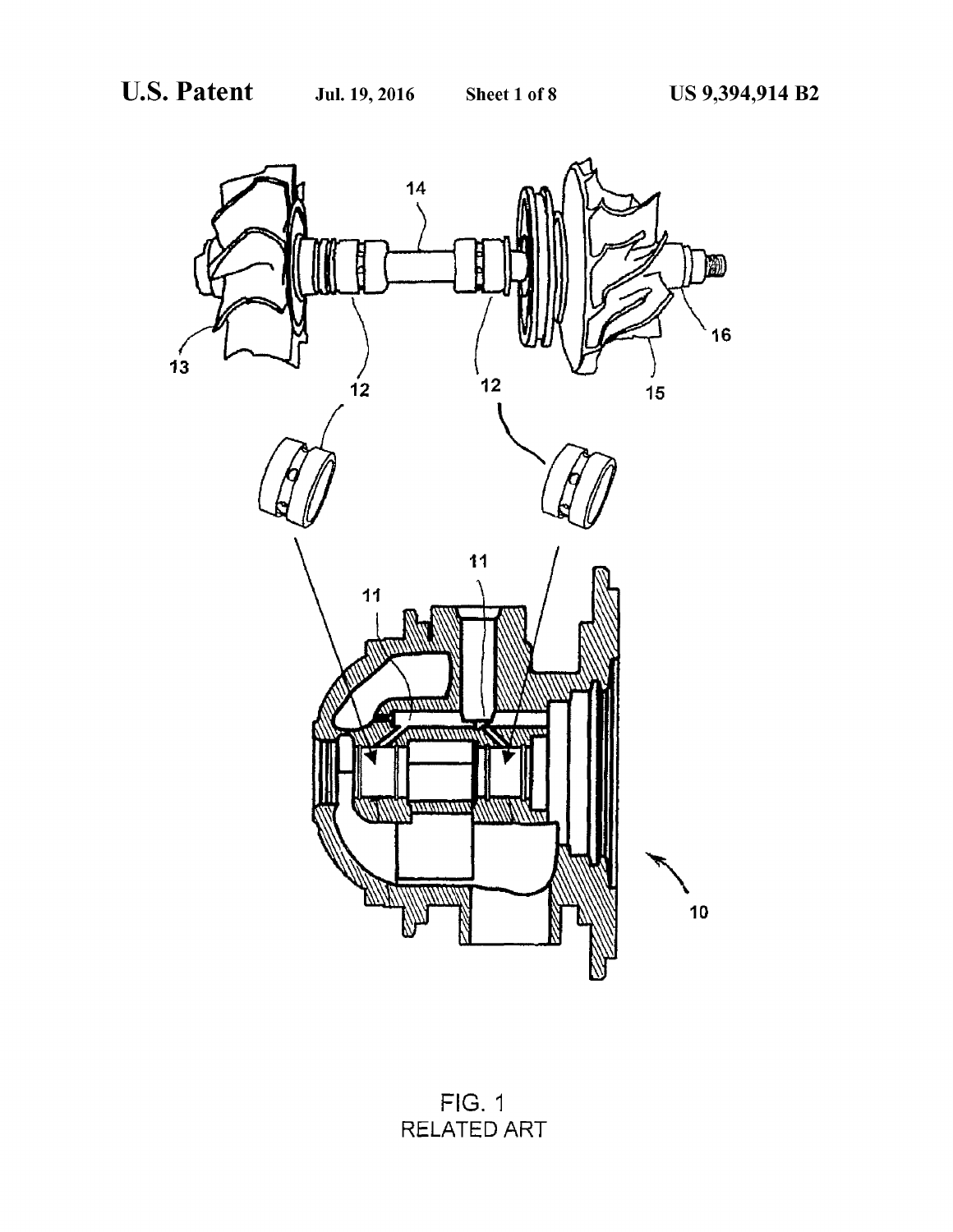FIG. 1
RELATED ART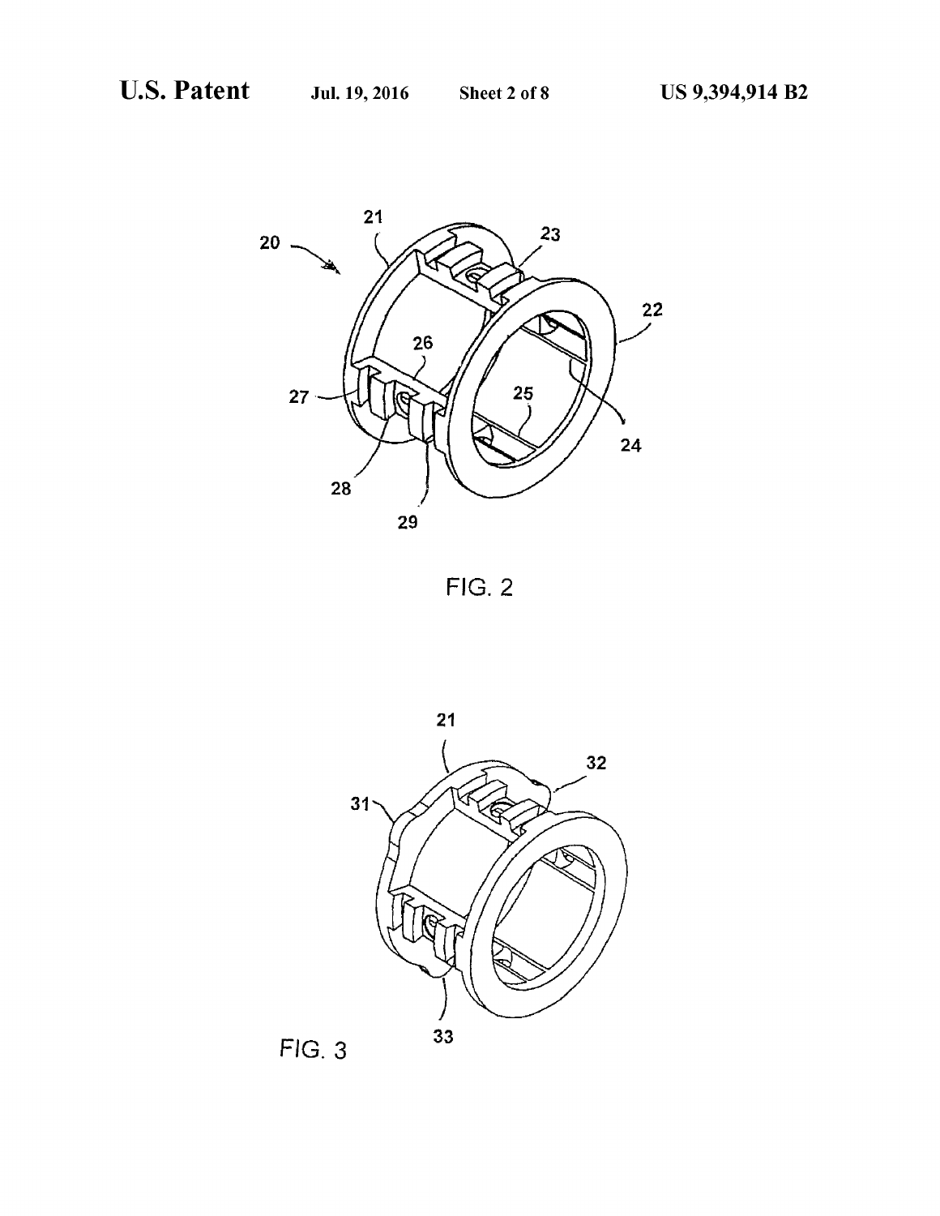FIG. 2

FIG. 3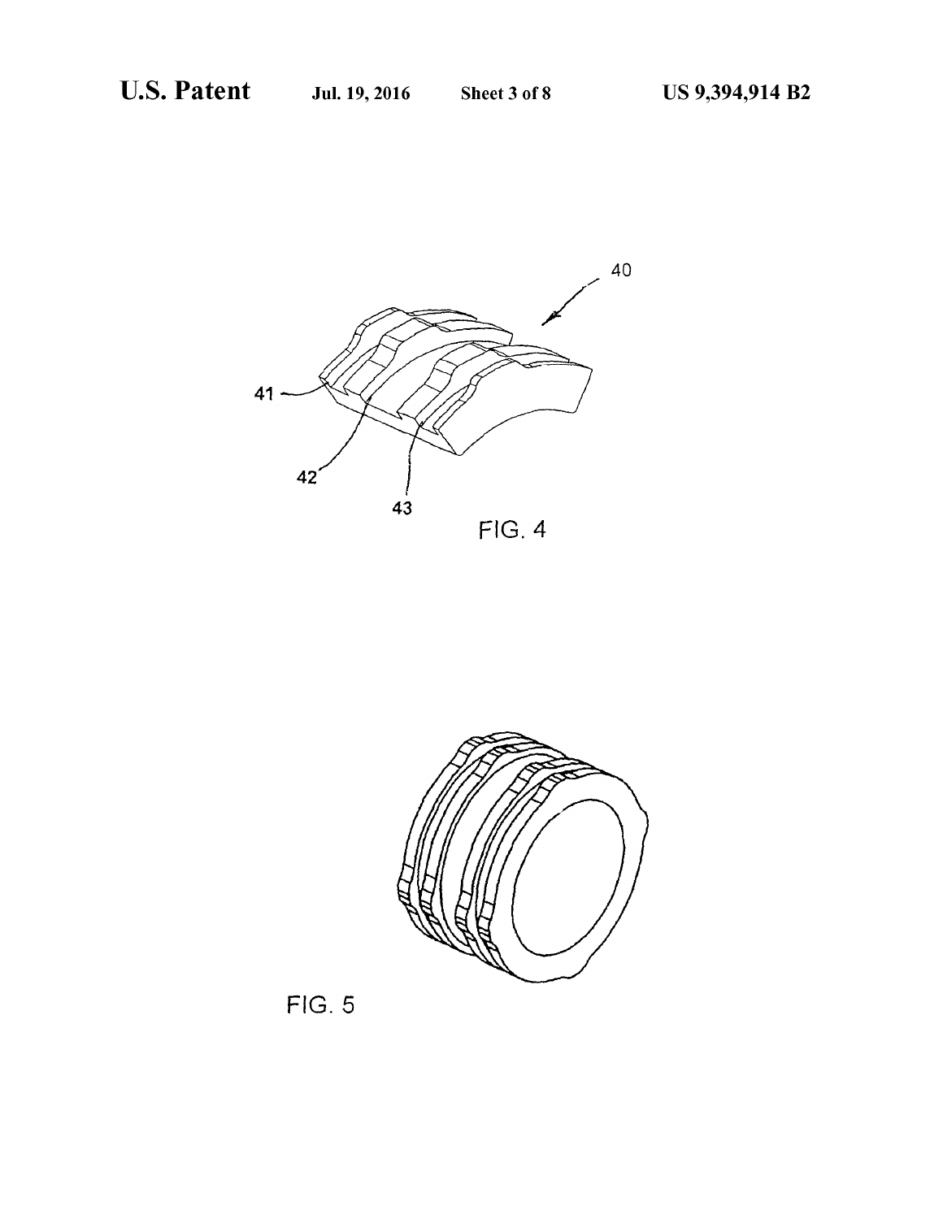FIG. 4

FIG. 5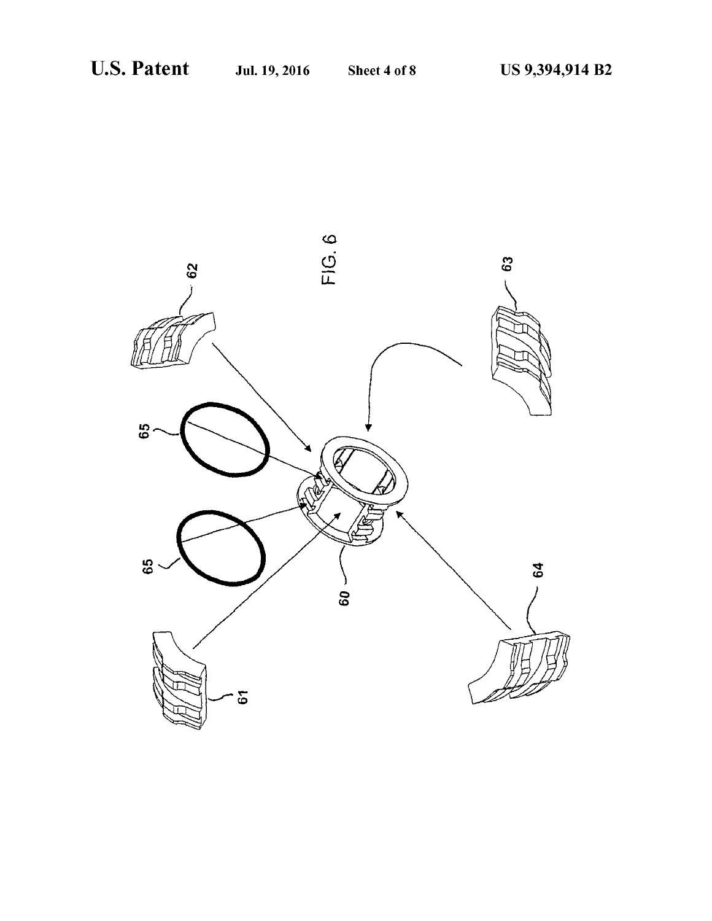FIG. 6

62

63

65

65

60

64

61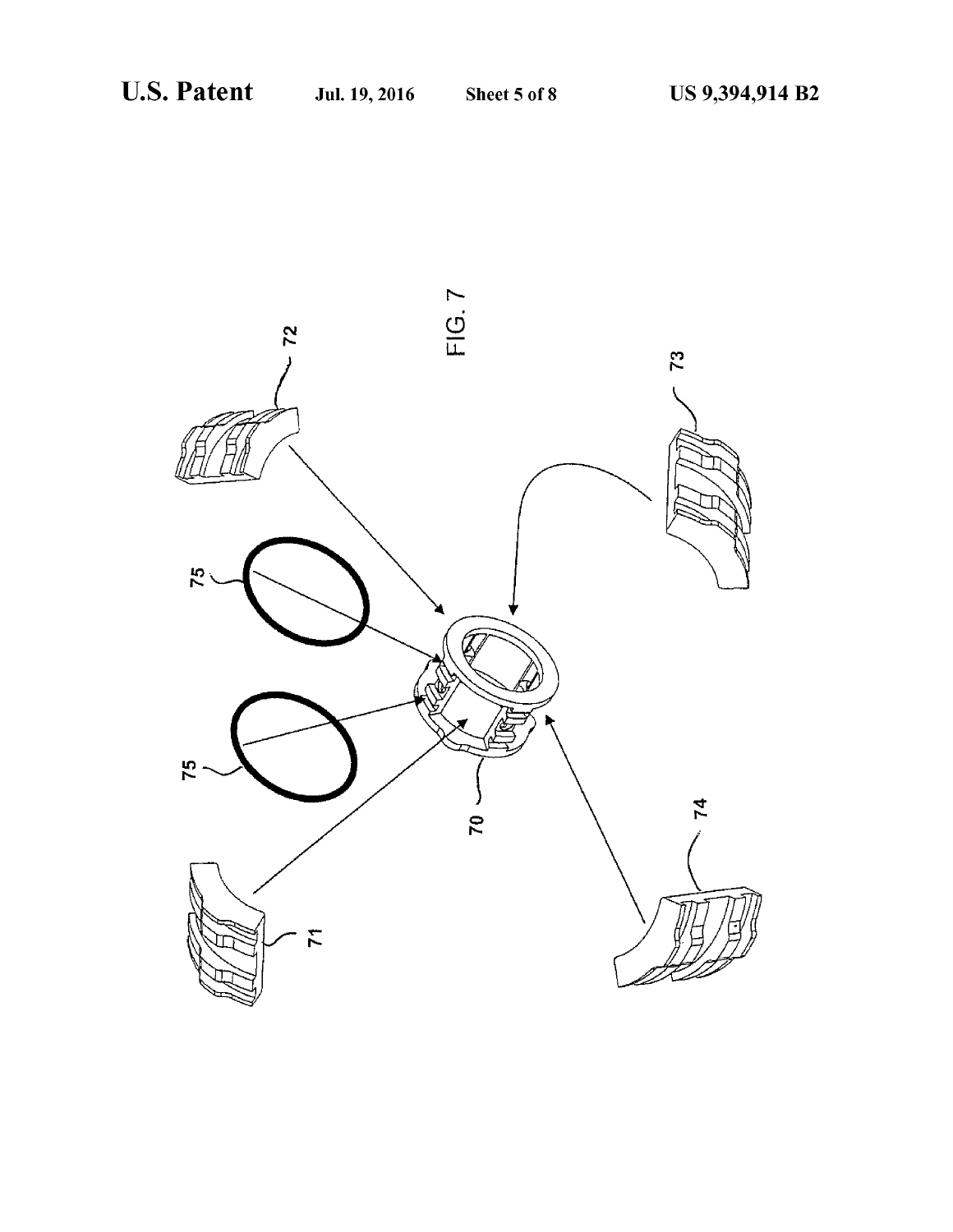FIG. 7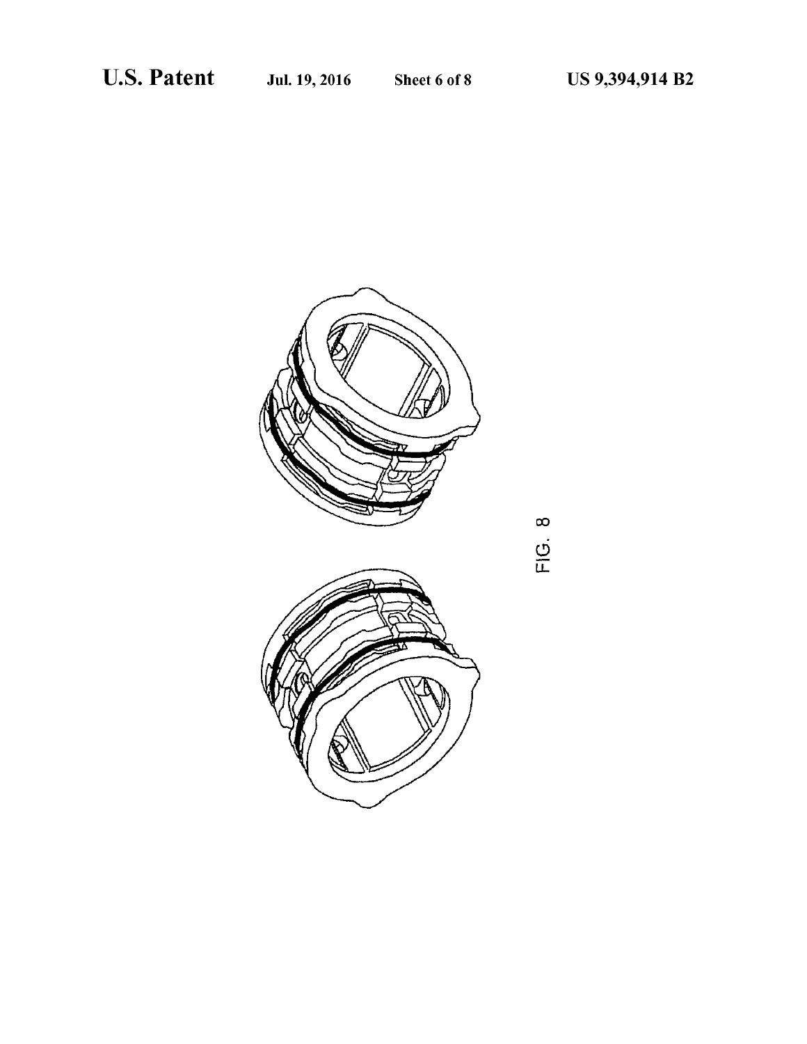FIG. 8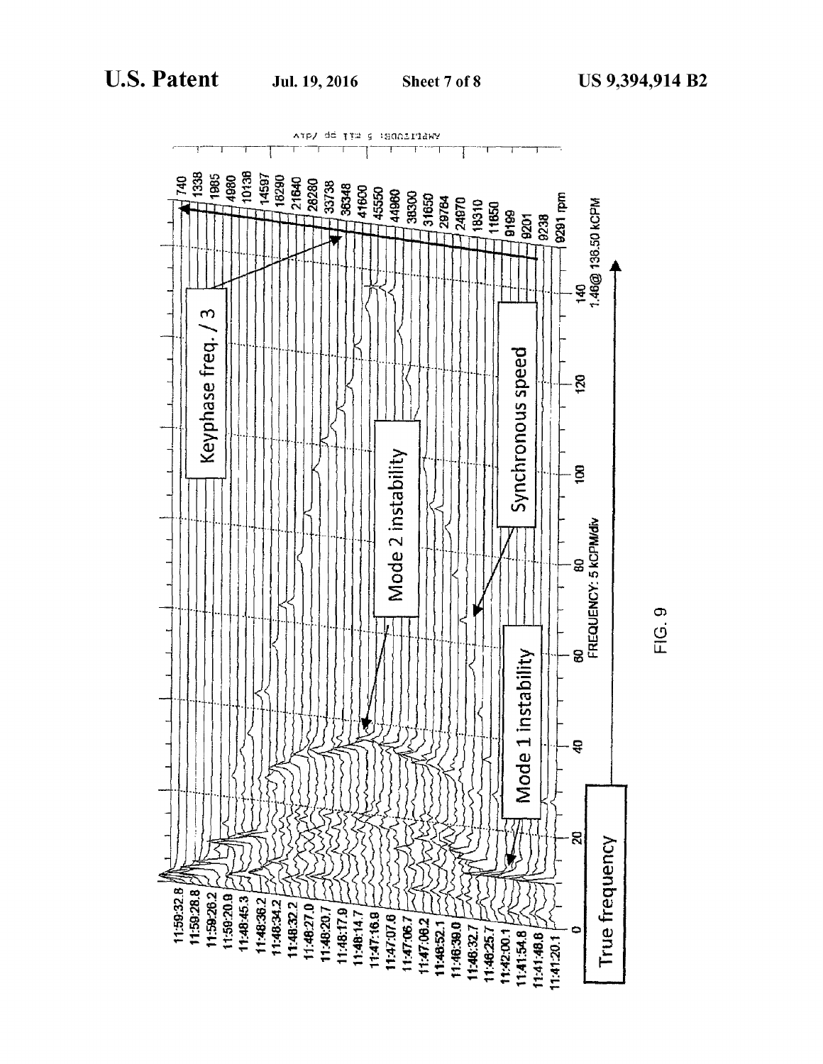FIG. 9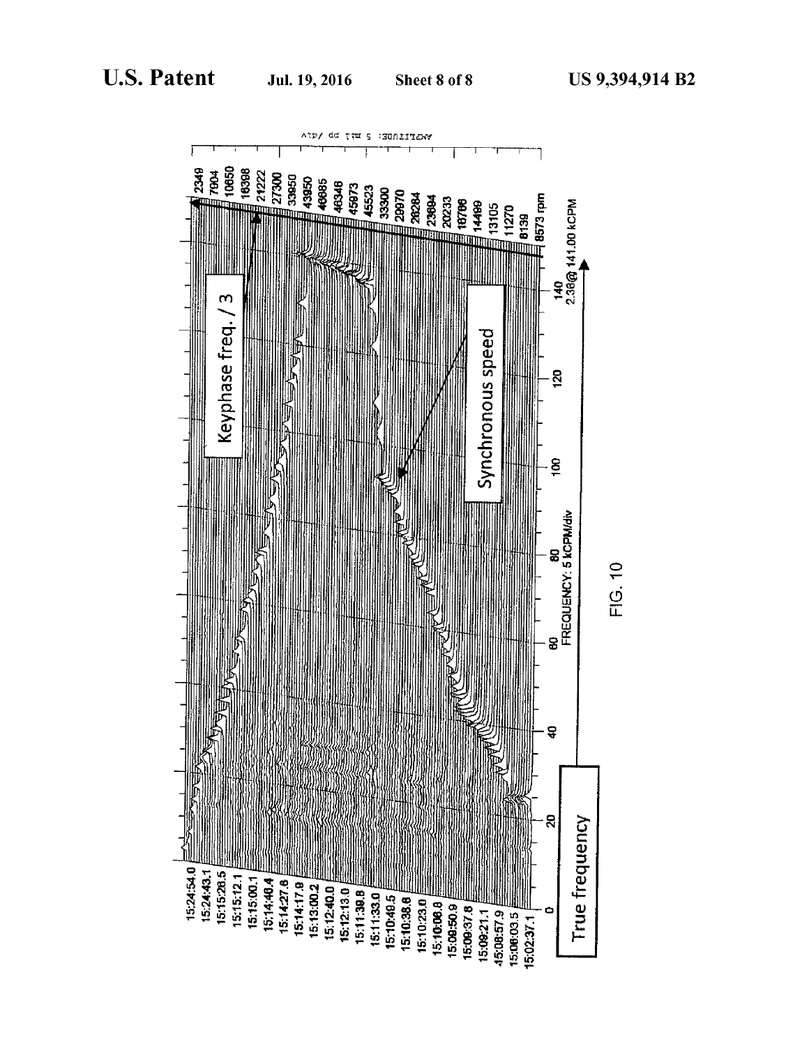FIG. 10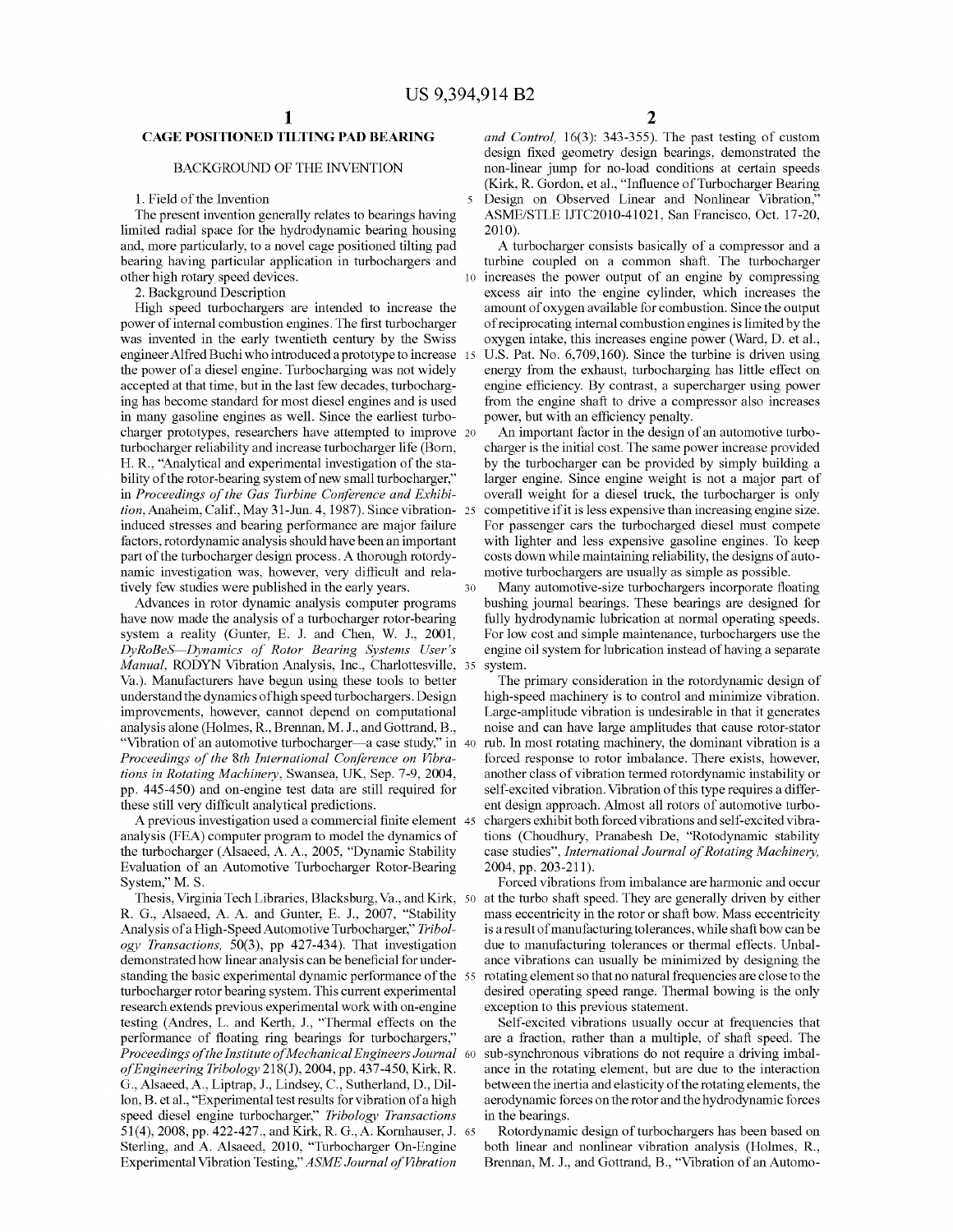# CAGE POSITIONED TILTING PAD BEARING

## BACKGROUND OF THE INVENTION

### 1. Field of the Invention

The present invention generally relates to bearings having limited radial space for the hydrodynamic bearing housing and, more particularly, to a novel cage positioned tilting pad bearing having particular application in turbochargers and other high rotary speed devices.

### 2. Background Description

High speed turbochargers are intended to increase the power of internal combustion engines. The first turbocharger was invented in the early twentieth century by the Swiss engineer Alfred Buchi who introduced a prototype to increase the power of a diesel engine. Turbocharging was not widely accepted at that time, but in the last few decades, turbocharging has become standard for most diesel engines and is used in many gasoline engines as well. Since the earliest turbocharger prototypes, researchers have attempted to improve turbocharger reliability and increase turbocharger life (Born, H. R., "Analytical and experimental investigation of the stability of the rotor-bearing system of new small turbocharger," in *Proceedings of the Gas Turbine Conference and Exhibition*, Anaheim, Calif., May 31-Jun. 4, 1987). Since vibration-induced stresses and bearing performance are major failure factors, rotordynamic analysis should have been an important part of the turbocharger design process. A thorough rotordynamic investigation was, however, very difficult and relatively few studies were published in the early years.

Advances in rotor dynamic analysis computer programs have now made the analysis of a turbocharger rotor-bearing system a reality (Gunter, E. J. and Chen, W. J., 2001, *DyRoBeS—Dynamics of Rotor Bearing Systems User's Manual*, RODYN Vibration Analysis, Inc., Charlottesville, Va.). Manufacturers have begun using these tools to better understand the dynamics of high speed turbochargers. Design improvements, however, cannot depend on computational analysis alone (Holmes, R., Brennan, M. J., and Gottrand, B., "Vibration of an automotive turbocharger—a case study," in *Proceedings of the 8th International Conference on Vibrations in Rotating Machinery*, Swansea, UK, Sep. 7-9, 2004, pp. 445-450) and on-engine test data are still required for these still very difficult analytical predictions.

A previous investigation used a commercial finite element analysis (FEA) computer program to model the dynamics of the turbocharger (Alsaeed, A. A., 2005, "Dynamic Stability Evaluation of an Automotive Turbocharger Rotor-Bearing System," M. S.

Thesis, Virginia Tech Libraries, Blacksburg, Va., and Kirk, R. G., Alsaeed, A. A. and Gunter, E. J., 2007, "Stability Analysis of a High-Speed Automotive Turbocharger," *Tribology Transactions,* 50(3), pp 427-434). That investigation demonstrated how linear analysis can be beneficial for understanding the basic experimental dynamic performance of the turbocharger rotor bearing system. This current experimental research extends previous experimental work with on-engine testing (Andres, L. and Kerth, J., "Thermal effects on the performance of floating ring bearings for turbochargers," *Proceedings of the Institute of Mechanical Engineers Journal of Engineering Tribology* 218(J), 2004, pp. 437-450, Kirk, R. G., Alsaeed, A., Liptrap, J., Lindsey, C., Sutherland, D., Dillon, B. et al., "Experimental test results for vibration of a high speed diesel engine turbocharger," *Tribology Transactions* 51(4), 2008, pp. 422-427., and Kirk, R. G., A. Kornhauser, J. Sterling, and A. Alsaeed, 2010, "Turbocharger On-Engine Experimental Vibration Testing," *ASME Journal of Vibration and Control,* 16(3): 343-355). The past testing of custom design fixed geometry design bearings, demonstrated the non-linear jump for no-load conditions at certain speeds (Kirk, R. Gordon, et al., "Influence of Turbocharger Bearing Design on Observed Linear and Nonlinear Vibration," ASME/STLE IJTC2010-41021, San Francisco, Oct. 17-20, 2010).

A turbocharger consists basically of a compressor and a turbine coupled on a common shaft. The turbocharger increases the power output of an engine by compressing excess air into the engine cylinder, which increases the amount of oxygen available for combustion. Since the output of reciprocating internal combustion engines is limited by the oxygen intake, this increases engine power (Ward, D. et al., U.S. Pat. No. 6,709,160). Since the turbine is driven using energy from the exhaust, turbocharging has little effect on engine efficiency. By contrast, a supercharger using power from the engine shaft to drive a compressor also increases power, but with an efficiency penalty.

An important factor in the design of an automotive turbocharger is the initial cost. The same power increase provided by the turbocharger can be provided by simply building a larger engine. Since engine weight is not a major part of overall weight for a diesel truck, the turbocharger is only competitive if it is less expensive than increasing engine size. For passenger cars the turbocharged diesel must compete with lighter and less expensive gasoline engines. To keep costs down while maintaining reliability, the designs of automotive turbochargers are usually as simple as possible.

Many automotive-size turbochargers incorporate floating bushing journal bearings. These bearings are designed for fully hydrodynamic lubrication at normal operating speeds. For low cost and simple maintenance, turbochargers use the engine oil system for lubrication instead of having a separate system.

The primary consideration in the rotordynamic design of high-speed machinery is to control and minimize vibration. Large-amplitude vibration is undesirable in that it generates noise and can have large amplitudes that cause rotor-stator rub. In most rotating machinery, the dominant vibration is a forced response to rotor imbalance. There exists, however, another class of vibration termed rotordynamic instability or self-excited vibration. Vibration of this type requires a different design approach. Almost all rotors of automotive turbochargers exhibit both forced vibrations and self-excited vibrations (Choudhury, Pranabesh De, "Rotodynamic stability case studies", *International Journal of Rotating Machinery,* 2004, pp. 203-211).

Forced vibrations from imbalance are harmonic and occur at the turbo shaft speed. They are generally driven by either mass eccentricity in the rotor or shaft bow. Mass eccentricity is a result of manufacturing tolerances, while shaft bow can be due to manufacturing tolerances or thermal effects. Unbalance vibrations can usually be minimized by designing the rotating element so that no natural frequencies are close to the desired operating speed range. Thermal bowing is the only exception to this previous statement.

Self-excited vibrations usually occur at frequencies that are a fraction, rather than a multiple, of shaft speed. The sub-synchronous vibrations do not require a driving imbalance in the rotating element, but are due to the interaction between the inertia and elasticity of the rotating elements, the aerodynamic forces on the rotor and the hydrodynamic forces in the bearings.

Rotordynamic design of turbochargers has been based on both linear and nonlinear vibration analysis (Holmes, R., Brennan, M. J., and Gottrand, B., "Vibration of an Automo-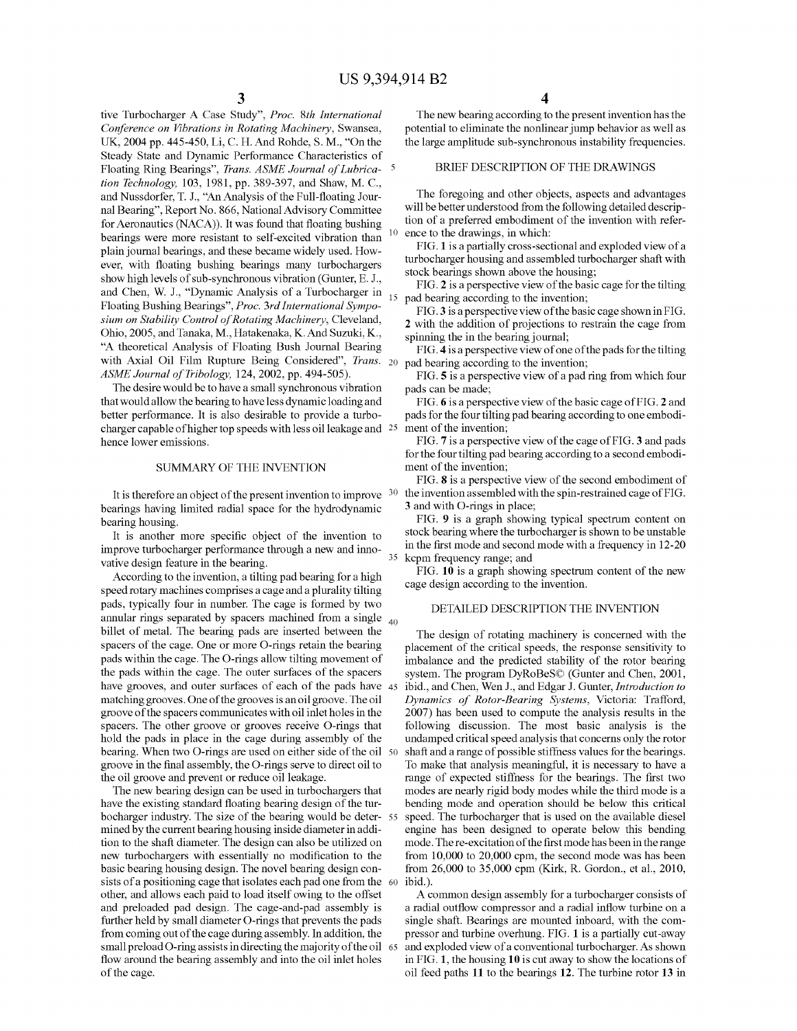tive Turbocharger A Case Study", *Proc. 8th International Conference on Vibrations in Rotating Machinery*, Swansea, UK, 2004 pp. 445-450, Li, C. H. And Rohde, S. M., "On the Steady State and Dynamic Performance Characteristics of Floating Ring Bearings", *Trans. ASME Journal of Lubrication Technology*, 103, 1981, pp. 389-397, and Shaw, M. C., and Nussdorfer, T. J., "An Analysis of the Full-floating Journal Bearing", Report No. 866, National Advisory Committee for Aeronautics (NACA)). It was found that floating bushing bearings were more resistant to self-excited vibration than plain journal bearings, and these became widely used. However, with floating bushing bearings many turbochargers show high levels of sub-synchronous vibration (Gunter, E. J., and Chen, W. J., "Dynamic Analysis of a Turbocharger in Floating Bushing Bearings", *Proc. 3rd International Symposium on Stability Control of Rotating Machinery*, Cleveland, Ohio, 2005, and Tanaka, M., Hatakenaka, K. And Suzuki, K., "A theoretical Analysis of Floating Bush Journal Bearing with Axial Oil Film Rupture Being Considered", *Trans. ASME Journal of Tribology*, 124, 2002, pp. 494-505).

The desire would be to have a small synchronous vibration that would allow the bearing to have less dynamic loading and better performance. It is also desirable to provide a turbocharger capable of higher top speeds with less oil leakage and hence lower emissions.

## SUMMARY OF THE INVENTION

It is therefore an object of the present invention to improve bearings having limited radial space for the hydrodynamic bearing housing.

It is another more specific object of the invention to improve turbocharger performance through a new and innovative design feature in the bearing.

According to the invention, a tilting pad bearing for a high speed rotary machines comprises a cage and a plurality tilting pads, typically four in number. The cage is formed by two annular rings separated by spacers machined from a single billet of metal. The bearing pads are inserted between the spacers of the cage. One or more O-rings retain the bearing pads within the cage. The O-rings allow tilting movement of the pads within the cage. The outer surfaces of the spacers have grooves, and outer surfaces of each of the pads have matching grooves. One of the grooves is an oil groove. The oil groove of the spacers communicates with oil inlet holes in the spacers. The other groove or grooves receive O-rings that hold the pads in place in the cage during assembly of the bearing. When two O-rings are used on either side of the oil groove in the final assembly, the O-rings serve to direct oil to the oil groove and prevent or reduce oil leakage.

The new bearing design can be used in turbochargers that have the existing standard floating bearing design of the turbocharger industry. The size of the bearing would be determined by the current bearing housing inside diameter in addition to the shaft diameter. The design can also be utilized on new turbochargers with essentially no modification to the basic bearing housing design. The novel bearing design consists of a positioning cage that isolates each pad one from the other, and allows each paid to load itself owing to the offset and preloaded pad design. The cage-and-pad assembly is further held by small diameter O-rings that prevents the pads from coming out of the cage during assembly. In addition, the small preload O-ring assists in directing the majority of the oil flow around the bearing assembly and into the oil inlet holes of the cage.

The new bearing according to the present invention has the potential to eliminate the nonlinear jump behavior as well as the large amplitude sub-synchronous instability frequencies.

## BRIEF DESCRIPTION OF THE DRAWINGS

The foregoing and other objects, aspects and advantages will be better understood from the following detailed description of a preferred embodiment of the invention with reference to the drawings, in which:

FIG. **1** is a partially cross-sectional and exploded view of a turbocharger housing and assembled turbocharger shaft with stock bearings shown above the housing;

FIG. **2** is a perspective view of the basic cage for the tilting pad bearing according to the invention;

FIG. **3** is a perspective view of the basic cage shown in FIG. **2** with the addition of projections to restrain the cage from spinning the in the bearing journal;

FIG. **4** is a perspective view of one of the pads for the tilting pad bearing according to the invention;

FIG. **5** is a perspective view of a pad ring from which four pads can be made;

FIG. **6** is a perspective view of the basic cage of FIG. **2** and pads for the four tilting pad bearing according to one embodiment of the invention;

FIG. **7** is a perspective view of the cage of FIG. **3** and pads for the four tilting pad bearing according to a second embodiment of the invention;

FIG. **8** is a perspective view of the second embodiment of the invention assembled with the spin-restrained cage of FIG. **3** and with O-rings in place;

FIG. **9** is a graph showing typical spectrum content on stock bearing where the turbocharger is shown to be unstable in the first mode and second mode with a frequency in 12-20 kcpm frequency range; and

FIG. **10** is a graph showing spectrum content of the new cage design according to the invention.

## DETAILED DESCRIPTION THE INVENTION

The design of rotating machinery is concerned with the placement of the critical speeds, the response sensitivity to imbalance and the predicted stability of the rotor bearing system. The program DyRoBeS© (Gunter and Chen, 2001, ibid., and Chen, Wen J., and Edgar J. Gunter, *Introduction to Dynamics of Rotor-Bearing Systems*, Victoria: Trafford, 2007) has been used to compute the analysis results in the following discussion. The most basic analysis is the undamped critical speed analysis that concerns only the rotor shaft and a range of possible stiffness values for the bearings. To make that analysis meaningful, it is necessary to have a range of expected stiffness for the bearings. The first two modes are nearly rigid body modes while the third mode is a bending mode and operation should be below this critical speed. The turbocharger that is used on the available diesel engine has been designed to operate below this bending mode. The re-excitation of the first mode has been in the range from 10,000 to 20,000 cpm, the second mode was has been from 26,000 to 35,000 cpm (Kirk, R. Gordon., et al., 2010, ibid.).

A common design assembly for a turbocharger consists of a radial outflow compressor and a radial inflow turbine on a single shaft. Bearings are mounted inboard, with the compressor and turbine overhung. FIG. **1** is a partially cut-away and exploded view of a conventional turbocharger. As shown in FIG. **1**, the housing **10** is cut away to show the locations of oil feed paths **11** to the bearings **12**. The turbine rotor **13** in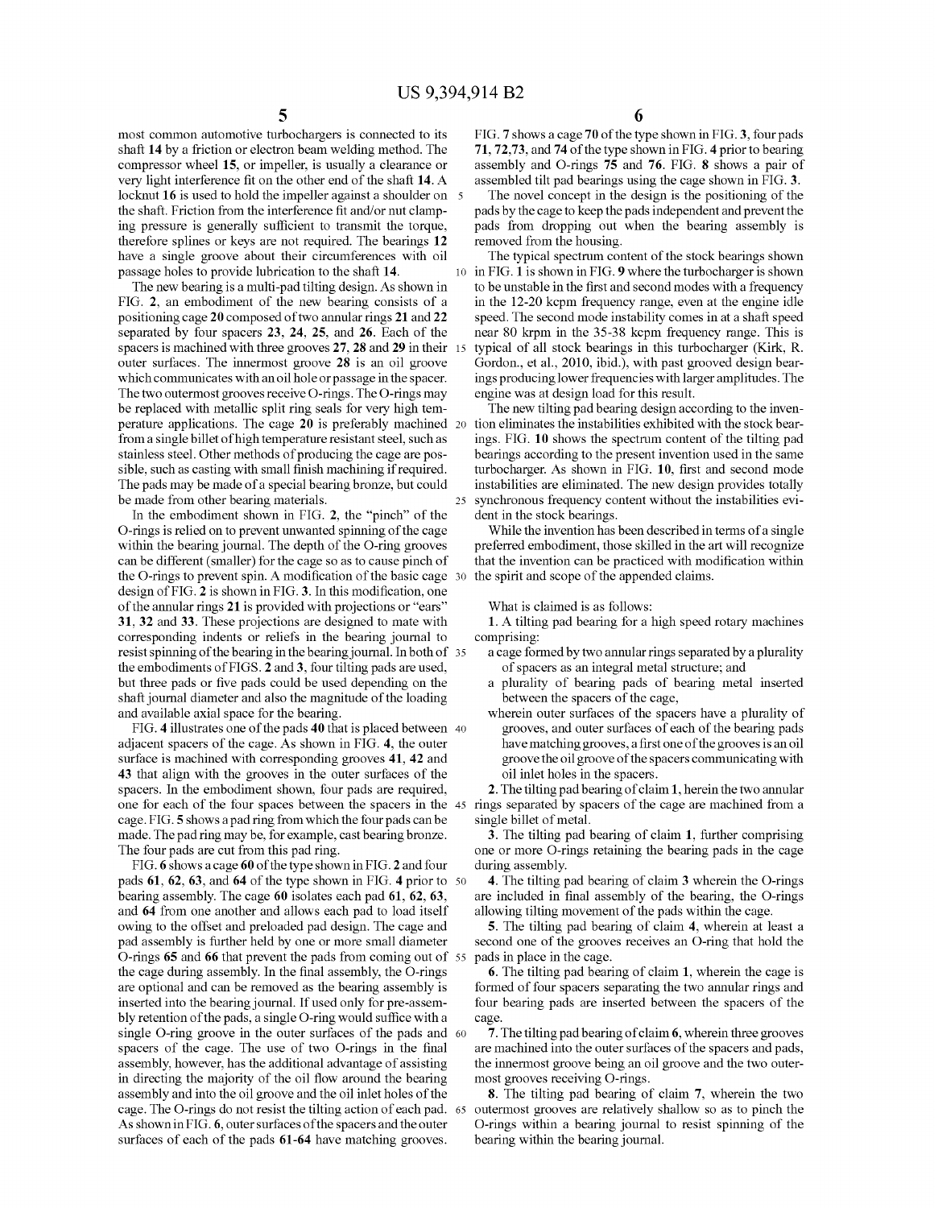most common automotive turbochargers is connected to its shaft **14** by a friction or electron beam welding method. The compressor wheel **15**, or impeller, is usually a clearance or very light interference fit on the other end of the shaft **14**. A locknut **16** is used to hold the impeller against a shoulder on the shaft. Friction from the interference fit and/or nut clamping pressure is generally sufficient to transmit the torque, therefore splines or keys are not required. The bearings **12** have a single groove about their circumferences with oil passage holes to provide lubrication to the shaft **14**.

The new bearing is a multi-pad tilting design. As shown in FIG. **2**, an embodiment of the new bearing consists of a positioning cage **20** composed of two annular rings **21** and **22** separated by four spacers **23**, **24**, **25**, and **26**. Each of the spacers is machined with three grooves **27**, **28** and **29** in their outer surfaces. The innermost groove **28** is an oil groove which communicates with an oil hole or passage in the spacer. The two outermost grooves receive O-rings. The O-rings may be replaced with metallic split ring seals for very high temperature applications. The cage **20** is preferably machined from a single billet of high temperature resistant steel, such as stainless steel. Other methods of producing the cage are possible, such as casting with small finish machining if required. The pads may be made of a special bearing bronze, but could be made from other bearing materials.

In the embodiment shown in FIG. **2**, the "pinch" of the O-rings is relied on to prevent unwanted spinning of the cage within the bearing journal. The depth of the O-ring grooves can be different (smaller) for the cage so as to cause pinch of the O-rings to prevent spin. A modification of the basic cage design of FIG. **2** is shown in FIG. **3**. In this modification, one of the annular rings **21** is provided with projections or "ears" **31**, **32** and **33**. These projections are designed to mate with corresponding indents or reliefs in the bearing journal to resist spinning of the bearing in the bearing journal. In both of the embodiments of FIGS. **2** and **3**, four tilting pads are used, but three pads or five pads could be used depending on the shaft journal diameter and also the magnitude of the loading and available axial space for the bearing.

FIG. **4** illustrates one of the pads **40** that is placed between adjacent spacers of the cage. As shown in FIG. **4**, the outer surface is machined with corresponding grooves **41**, **42** and **43** that align with the grooves in the outer surfaces of the spacers. In the embodiment shown, four pads are required, one for each of the four spaces between the spacers in the cage. FIG. **5** shows a pad ring from which the four pads can be made. The pad ring may be, for example, cast bearing bronze. The four pads are cut from this pad ring.

FIG. **6** shows a cage **60** of the type shown in FIG. **2** and four pads **61**, **62**, **63**, and **64** of the type shown in FIG. **4** prior to bearing assembly. The cage **60** isolates each pad **61**, **62**, **63**, and **64** from one another and allows each pad to load itself owing to the offset and preloaded pad design. The cage and pad assembly is further held by one or more small diameter O-rings **65** and **66** that prevent the pads from coming out of the cage during assembly. In the final assembly, the O-rings are optional and can be removed as the bearing assembly is inserted into the bearing journal. If used only for pre-assembly retention of the pads, a single O-ring would suffice with a single O-ring groove in the outer surfaces of the pads and spacers of the cage. The use of two O-rings in the final assembly, however, has the additional advantage of assisting in directing the majority of the oil flow around the bearing assembly and into the oil groove and the oil inlet holes of the cage. The O-rings do not resist the tilting action of each pad. As shown in FIG. **6**, outer surfaces of the spacers and the outer surfaces of each of the pads **61**-**64** have matching grooves.

FIG. **7** shows a cage **70** of the type shown in FIG. **3**, four pads **71**, **72**, **73**, and **74** of the type shown in FIG. **4** prior to bearing assembly and O-rings **75** and **76**. FIG. **8** shows a pair of assembled tilt pad bearings using the cage shown in FIG. **3**.

The novel concept in the design is the positioning of the pads by the cage to keep the pads independent and prevent the pads from dropping out when the bearing assembly is removed from the housing.

The typical spectrum content of the stock bearings shown in FIG. **1** is shown in FIG. **9** where the turbocharger is shown to be unstable in the first and second modes with a frequency in the 12-20 kcpm frequency range, even at the engine idle speed. The second mode instability comes in at a shaft speed near 80 krpm in the 35-38 kcpm frequency range. This is typical of all stock bearings in this turbocharger (Kirk, R. Gordon., et al., 2010, ibid.), with past grooved design bearings producing lower frequencies with larger amplitudes. The engine was at design load for this result.

The new tilting pad bearing design according to the invention eliminates the instabilities exhibited with the stock bearings. FIG. **10** shows the spectrum content of the tilting pad bearings according to the present invention used in the same turbocharger. As shown in FIG. **10**, first and second mode instabilities are eliminated. The new design provides totally synchronous frequency content without the instabilities evident in the stock bearings.

While the invention has been described in terms of a single preferred embodiment, those skilled in the art will recognize that the invention can be practiced with modification within the spirit and scope of the appended claims.

What is claimed is as follows:

**1**. A tilting pad bearing for a high speed rotary machines comprising:

a cage formed by two annular rings separated by a plurality of spacers as an integral metal structure; and

a plurality of bearing pads of bearing metal inserted between the spacers of the cage,

wherein outer surfaces of the spacers have a plurality of grooves, and outer surfaces of each of the bearing pads have matching grooves, a first one of the grooves is an oil groove the oil groove of the spacers communicating with oil inlet holes in the spacers.

**2**. The tilting pad bearing of claim **1**, herein the two annular rings separated by spacers of the cage are machined from a single billet of metal.

**3**. The tilting pad bearing of claim **1**, further comprising one or more O-rings retaining the bearing pads in the cage during assembly.

**4**. The tilting pad bearing of claim **3** wherein the O-rings are included in final assembly of the bearing, the O-rings allowing tilting movement of the pads within the cage.

**5**. The tilting pad bearing of claim **4**, wherein at least a second one of the grooves receives an O-ring that hold the pads in place in the cage.

**6**. The tilting pad bearing of claim **1**, wherein the cage is formed of four spacers separating the two annular rings and four bearing pads are inserted between the spacers of the cage.

**7**. The tilting pad bearing of claim **6**, wherein three grooves are machined into the outer surfaces of the spacers and pads, the innermost groove being an oil groove and the two outermost grooves receiving O-rings.

**8**. The tilting pad bearing of claim **7**, wherein the two outermost grooves are relatively shallow so as to pinch the O-rings within a bearing journal to resist spinning of the bearing within the bearing journal.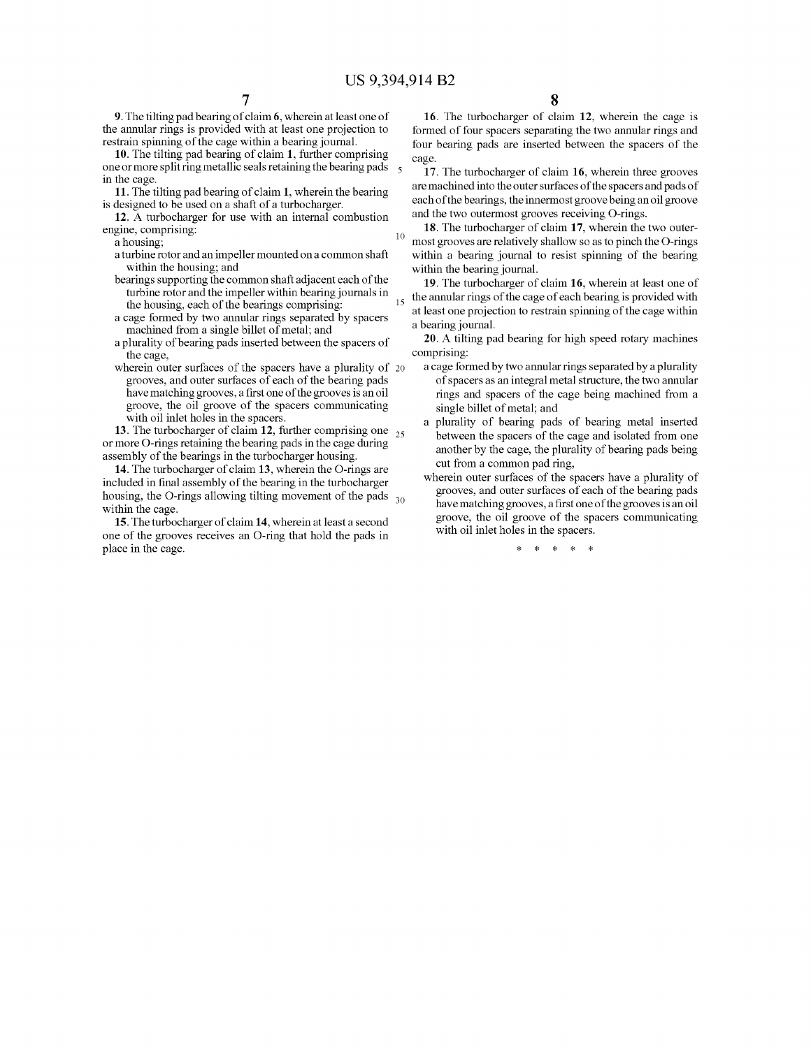9. The tilting pad bearing of claim **6**, wherein at least one of the annular rings is provided with at least one projection to restrain spinning of the cage within a bearing journal.

10. The tilting pad bearing of claim **1**, further comprising one or more split ring metallic seals retaining the bearing pads in the cage.

11. The tilting pad bearing of claim **1**, wherein the bearing is designed to be used on a shaft of a turbocharger.

12. A turbocharger for use with an internal combustion engine, comprising:

- a housing;
- a turbine rotor and an impeller mounted on a common shaft within the housing; and
- bearings supporting the common shaft adjacent each of the turbine rotor and the impeller within bearing journals in the housing, each of the bearings comprising:
- a cage formed by two annular rings separated by spacers machined from a single billet of metal; and
- a plurality of bearing pads inserted between the spacers of the cage,
- wherein outer surfaces of the spacers have a plurality of grooves, and outer surfaces of each of the bearing pads have matching grooves, a first one of the grooves is an oil groove, the oil groove of the spacers communicating with oil inlet holes in the spacers.

13. The turbocharger of claim **12**, further comprising one or more O-rings retaining the bearing pads in the cage during assembly of the bearings in the turbocharger housing.

14. The turbocharger of claim **13**, wherein the O-rings are included in final assembly of the bearing in the turbocharger housing, the O-rings allowing tilting movement of the pads within the cage.

15. The turbocharger of claim **14**, wherein at least a second one of the grooves receives an O-ring that hold the pads in place in the cage.

16. The turbocharger of claim **12**, wherein the cage is formed of four spacers separating the two annular rings and four bearing pads are inserted between the spacers of the cage.

17. The turbocharger of claim **16**, wherein three grooves are machined into the outer surfaces of the spacers and pads of each of the bearings, the innermost groove being an oil groove and the two outermost grooves receiving O-rings.

18. The turbocharger of claim **17**, wherein the two outermost grooves are relatively shallow so as to pinch the O-rings within a bearing journal to resist spinning of the bearing within the bearing journal.

19. The turbocharger of claim **16**, wherein at least one of the annular rings of the cage of each bearing is provided with at least one projection to restrain spinning of the cage within a bearing journal.

20. A tilting pad bearing for high speed rotary machines comprising:

- a cage formed by two annular rings separated by a plurality of spacers as an integral metal structure, the two annular rings and spacers of the cage being machined from a single billet of metal; and
- a plurality of bearing pads of bearing metal inserted between the spacers of the cage and isolated from one another by the cage, the plurality of bearing pads being cut from a common pad ring,
- wherein outer surfaces of the spacers have a plurality of grooves, and outer surfaces of each of the bearing pads have matching grooves, a first one of the grooves is an oil groove, the oil groove of the spacers communicating with oil inlet holes in the spacers.

* * * * *